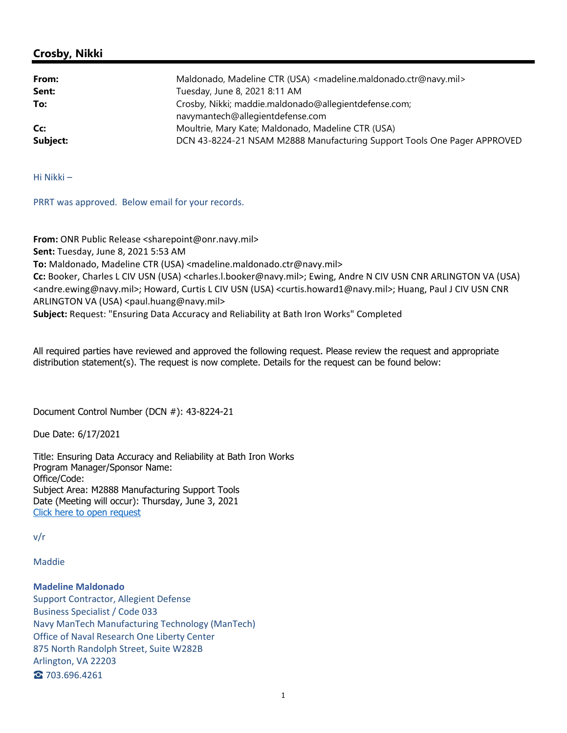## Crosby, Nikki

| | |
|---|---|
| **From:** | Maldonado, Madeline CTR (USA) <madeline.maldonado.ctr@navy.mil> |
| **Sent:** | Tuesday, June 8, 2021 8:11 AM |
| **To:** | Crosby, Nikki; maddie.maldonado@allegientdefense.com; navymantech@allegientdefense.com |
| **Cc:** | Moultrie, Mary Kate; Maldonado, Madeline CTR (USA) |
| **Subject:** | DCN 43-8224-21 NSAM M2888 Manufacturing Support Tools One Pager APPROVED |

Hi Nikki –

PRRT was approved. Below email for your records.

**From:** ONR Public Release <sharepoint@onr.navy.mil>
**Sent:** Tuesday, June 8, 2021 5:53 AM
**To:** Maldonado, Madeline CTR (USA) <madeline.maldonado.ctr@navy.mil>
**Cc:** Booker, Charles L CIV USN (USA) <charles.l.booker@navy.mil>; Ewing, Andre N CIV USN CNR ARLINGTON VA (USA) <andre.ewing@navy.mil>; Howard, Curtis L CIV USN (USA) <curtis.howard1@navy.mil>; Huang, Paul J CIV USN CNR ARLINGTON VA (USA) <paul.huang@navy.mil>
**Subject:** Request: "Ensuring Data Accuracy and Reliability at Bath Iron Works" Completed

All required parties have reviewed and approved the following request. Please review the request and appropriate distribution statement(s). The request is now complete. Details for the request can be found below:

Document Control Number (DCN #): 43-8224-21

Due Date: 6/17/2021

Title: Ensuring Data Accuracy and Reliability at Bath Iron Works
Program Manager/Sponsor Name:
Office/Code:
Subject Area: M2888 Manufacturing Support Tools
Date (Meeting will occur): Thursday, June 3, 2021
Click here to open request

v/r

Maddie

**Madeline Maldonado**
Support Contractor, Allegient Defense
Business Specialist / Code 033
Navy ManTech Manufacturing Technology (ManTech)
Office of Naval Research One Liberty Center
875 North Randolph Street, Suite W282B
Arlington, VA 22203
☎ 703.696.4261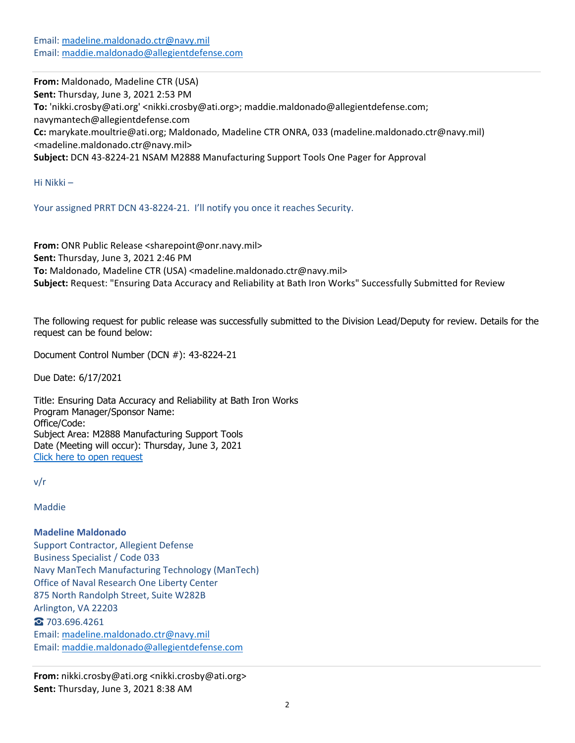Email: madeline.maldonado.ctr@navy.mil
Email: maddie.maldonado@allegientdefense.com

---

**From:** Maldonado, Madeline CTR (USA)
**Sent:** Thursday, June 3, 2021 2:53 PM
**To:** 'nikki.crosby@ati.org' <nikki.crosby@ati.org>; maddie.maldonado@allegientdefense.com; navymantech@allegientdefense.com
**Cc:** marykate.moultrie@ati.org; Maldonado, Madeline CTR ONRA, 033 (madeline.maldonado.ctr@navy.mil) <madeline.maldonado.ctr@navy.mil>
**Subject:** DCN 43-8224-21 NSAM M2888 Manufacturing Support Tools One Pager for Approval

Hi Nikki –

Your assigned PRRT DCN 43-8224-21. I'll notify you once it reaches Security.

**From:** ONR Public Release <sharepoint@onr.navy.mil>
**Sent:** Thursday, June 3, 2021 2:46 PM
**To:** Maldonado, Madeline CTR (USA) <madeline.maldonado.ctr@navy.mil>
**Subject:** Request: "Ensuring Data Accuracy and Reliability at Bath Iron Works" Successfully Submitted for Review

The following request for public release was successfully submitted to the Division Lead/Deputy for review. Details for the request can be found below:

Document Control Number (DCN #): 43-8224-21

Due Date: 6/17/2021

Title: Ensuring Data Accuracy and Reliability at Bath Iron Works
Program Manager/Sponsor Name:
Office/Code:
Subject Area: M2888 Manufacturing Support Tools
Date (Meeting will occur): Thursday, June 3, 2021
Click here to open request

v/r

Maddie

**Madeline Maldonado**
Support Contractor, Allegient Defense
Business Specialist / Code 033
Navy ManTech Manufacturing Technology (ManTech)
Office of Naval Research One Liberty Center
875 North Randolph Street, Suite W282B
Arlington, VA 22203
☎ 703.696.4261
Email: madeline.maldonado.ctr@navy.mil
Email: maddie.maldonado@allegientdefense.com

---

**From:** nikki.crosby@ati.org <nikki.crosby@ati.org>
**Sent:** Thursday, June 3, 2021 8:38 AM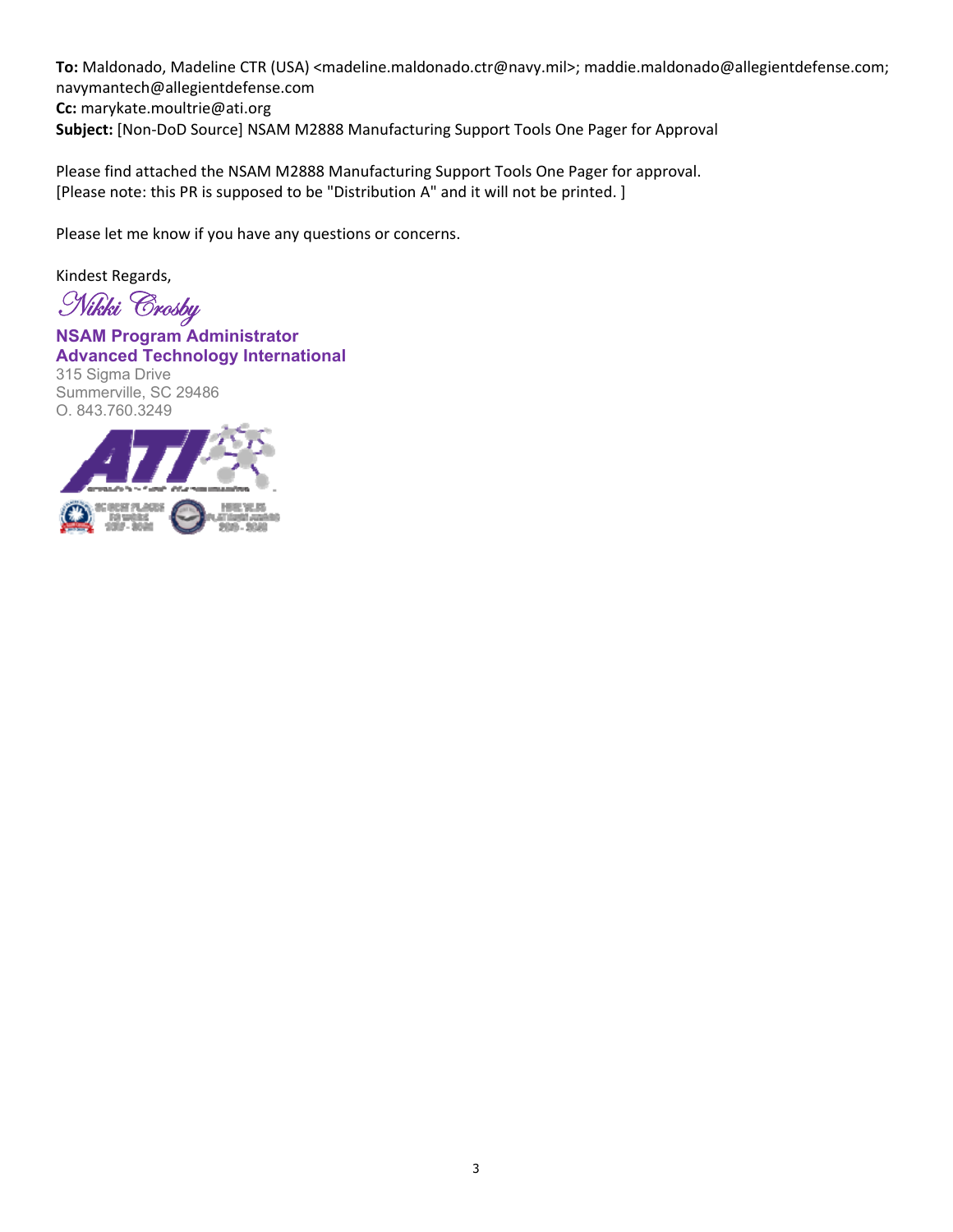**To:** Maldonado, Madeline CTR (USA) <madeline.maldonado.ctr@navy.mil>; maddie.maldonado@allegientdefense.com; navymantech@allegientdefense.com
**Cc:** marykate.moultrie@ati.org
**Subject:** [Non-DoD Source] NSAM M2888 Manufacturing Support Tools One Pager for Approval

Please find attached the NSAM M2888 Manufacturing Support Tools One Pager for approval.
[Please note: this PR is supposed to be "Distribution A" and it will not be printed. ]

Please let me know if you have any questions or concerns.

Kindest Regards,

*Nikki Crosby*

**NSAM Program Administrator**
**Advanced Technology International**
315 Sigma Drive
Summerville, SC 29486
O. 843.760.3249